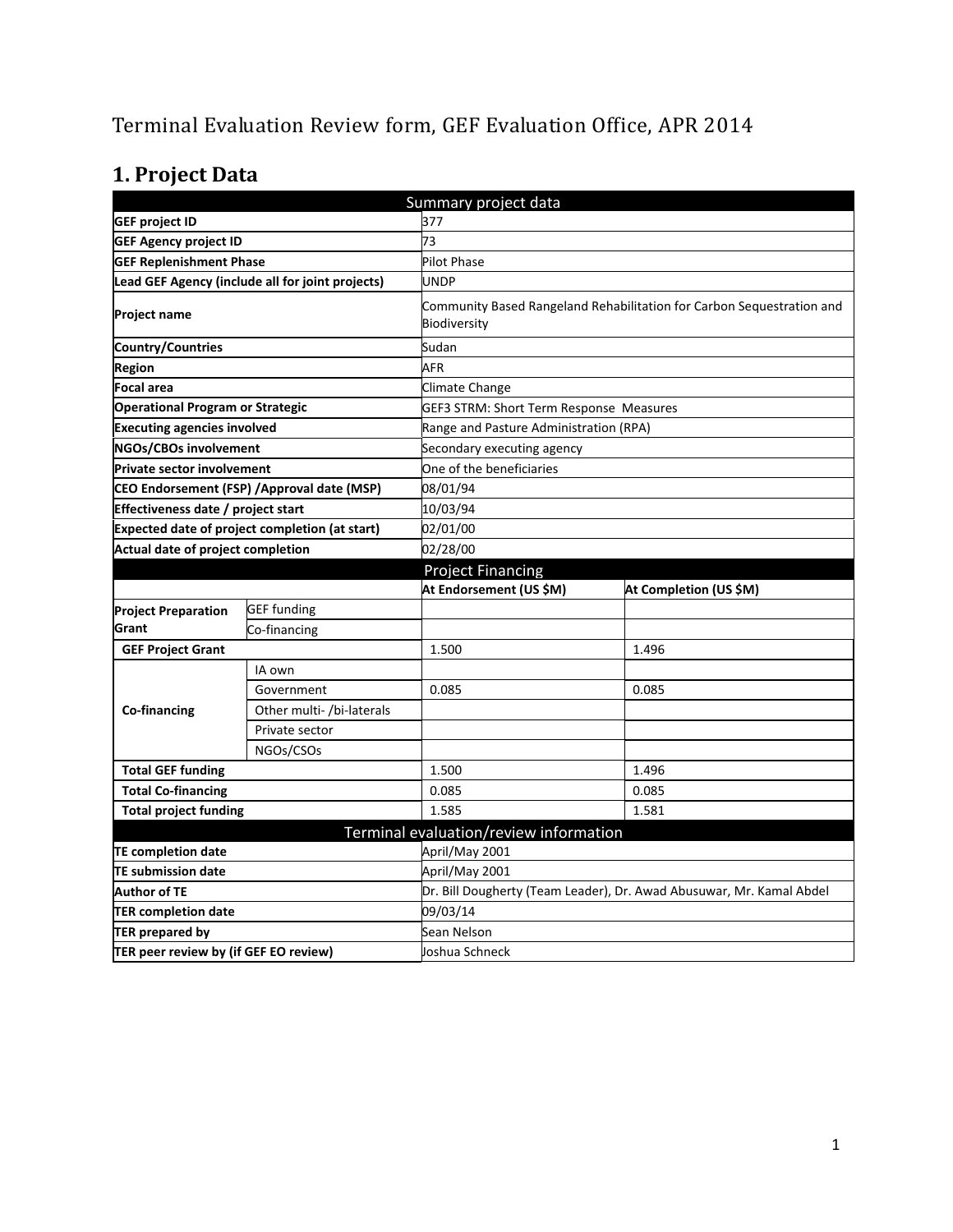Terminal Evaluation Review form, GEF Evaluation Office, APR 2014

# 1. Project Data

| Summary project data | | | |
|---|---|---|---|
| **GEF project ID** | | 377 | |
| **GEF Agency project ID** | | 73 | |
| **GEF Replenishment Phase** | | Pilot Phase | |
| **Lead GEF Agency (include all for joint projects)** | | UNDP | |
| **Project name** | | Community Based Rangeland Rehabilitation for Carbon Sequestration and Biodiversity | |
| **Country/Countries** | | Sudan | |
| **Region** | | AFR | |
| **Focal area** | | Climate Change | |
| **Operational Program or Strategic** | | GEF3 STRM: Short Term Response Measures | |
| **Executing agencies involved** | | Range and Pasture Administration (RPA) | |
| **NGOs/CBOs involvement** | | Secondary executing agency | |
| **Private sector involvement** | | One of the beneficiaries | |
| **CEO Endorsement (FSP) /Approval date (MSP)** | | 08/01/94 | |
| **Effectiveness date / project start** | | 10/03/94 | |
| **Expected date of project completion (at start)** | | 02/01/00 | |
| **Actual date of project completion** | | 02/28/00 | |
| Project Financing | | | |
| | | **At Endorsement (US $M)** | **At Completion (US $M)** |
| **Project Preparation Grant** | GEF funding | | |
| | Co-financing | | |
| **GEF Project Grant** | | 1.500 | 1.496 |
| **Co-financing** | IA own | | |
| | Government | 0.085 | 0.085 |
| | Other multi- /bi-laterals | | |
| | Private sector | | |
| | NGOs/CSOs | | |
| **Total GEF funding** | | 1.500 | 1.496 |
| **Total Co-financing** | | 0.085 | 0.085 |
| **Total project funding** | | 1.585 | 1.581 |
| Terminal evaluation/review information | | | |
| **TE completion date** | | April/May 2001 | |
| **TE submission date** | | April/May 2001 | |
| **Author of TE** | | Dr. Bill Dougherty (Team Leader), Dr. Awad Abusuwar, Mr. Kamal Abdel | |
| **TER completion date** | | 09/03/14 | |
| **TER prepared by** | | Sean Nelson | |
| **TER peer review by (if GEF EO review)** | | Joshua Schneck | |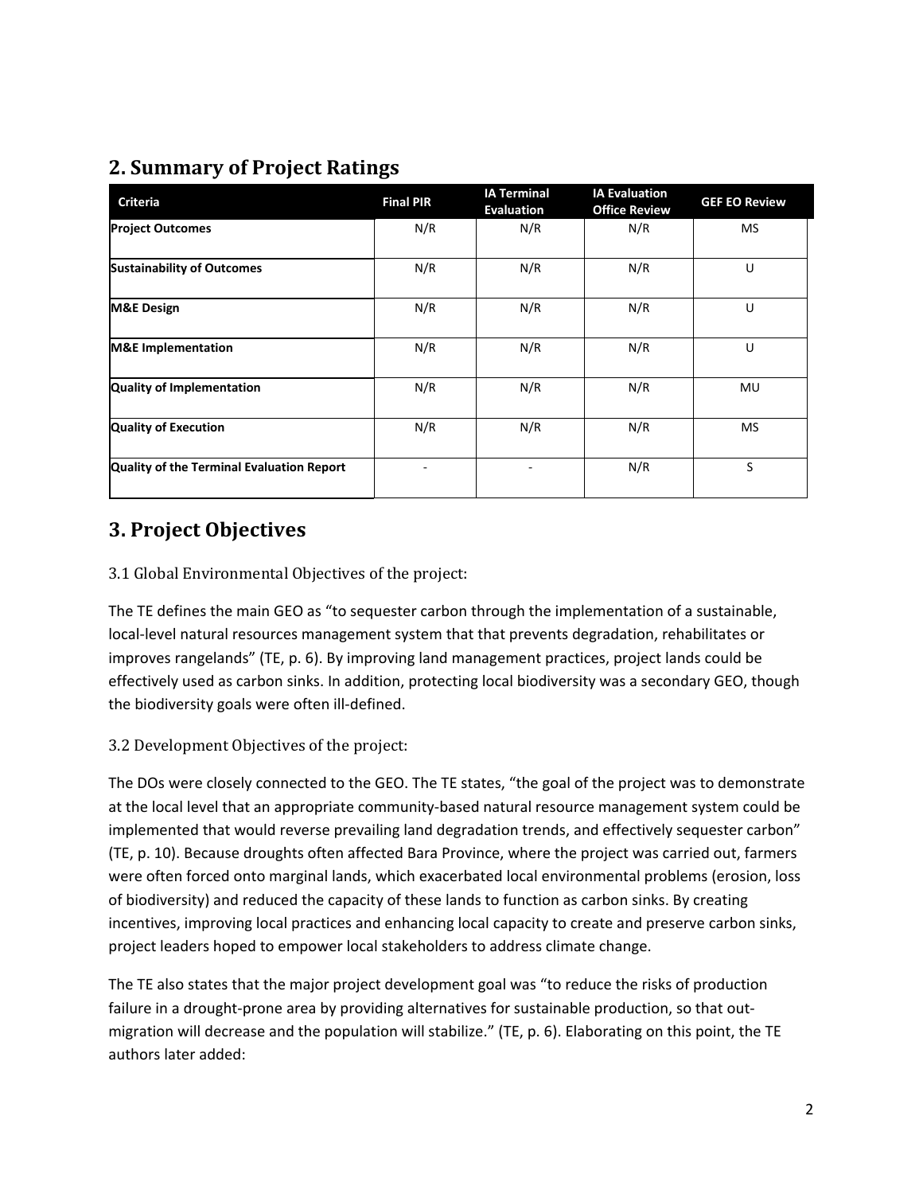## 2. Summary of Project Ratings

| Criteria | Final PIR | IA Terminal Evaluation | IA Evaluation Office Review | GEF EO Review |
|---|---|---|---|---|
| **Project Outcomes** | N/R | N/R | N/R | MS |
| **Sustainability of Outcomes** | N/R | N/R | N/R | U |
| **M&E Design** | N/R | N/R | N/R | U |
| **M&E Implementation** | N/R | N/R | N/R | U |
| **Quality of Implementation** | N/R | N/R | N/R | MU |
| **Quality of Execution** | N/R | N/R | N/R | MS |
| **Quality of the Terminal Evaluation Report** | - | - | N/R | S |

## 3. Project Objectives

### 3.1 Global Environmental Objectives of the project:

The TE defines the main GEO as "to sequester carbon through the implementation of a sustainable, local-level natural resources management system that that prevents degradation, rehabilitates or improves rangelands" (TE, p. 6). By improving land management practices, project lands could be effectively used as carbon sinks. In addition, protecting local biodiversity was a secondary GEO, though the biodiversity goals were often ill-defined.

### 3.2 Development Objectives of the project:

The DOs were closely connected to the GEO. The TE states, "the goal of the project was to demonstrate at the local level that an appropriate community-based natural resource management system could be implemented that would reverse prevailing land degradation trends, and effectively sequester carbon" (TE, p. 10). Because droughts often affected Bara Province, where the project was carried out, farmers were often forced onto marginal lands, which exacerbated local environmental problems (erosion, loss of biodiversity) and reduced the capacity of these lands to function as carbon sinks. By creating incentives, improving local practices and enhancing local capacity to create and preserve carbon sinks, project leaders hoped to empower local stakeholders to address climate change.

The TE also states that the major project development goal was "to reduce the risks of production failure in a drought-prone area by providing alternatives for sustainable production, so that out-migration will decrease and the population will stabilize." (TE, p. 6). Elaborating on this point, the TE authors later added: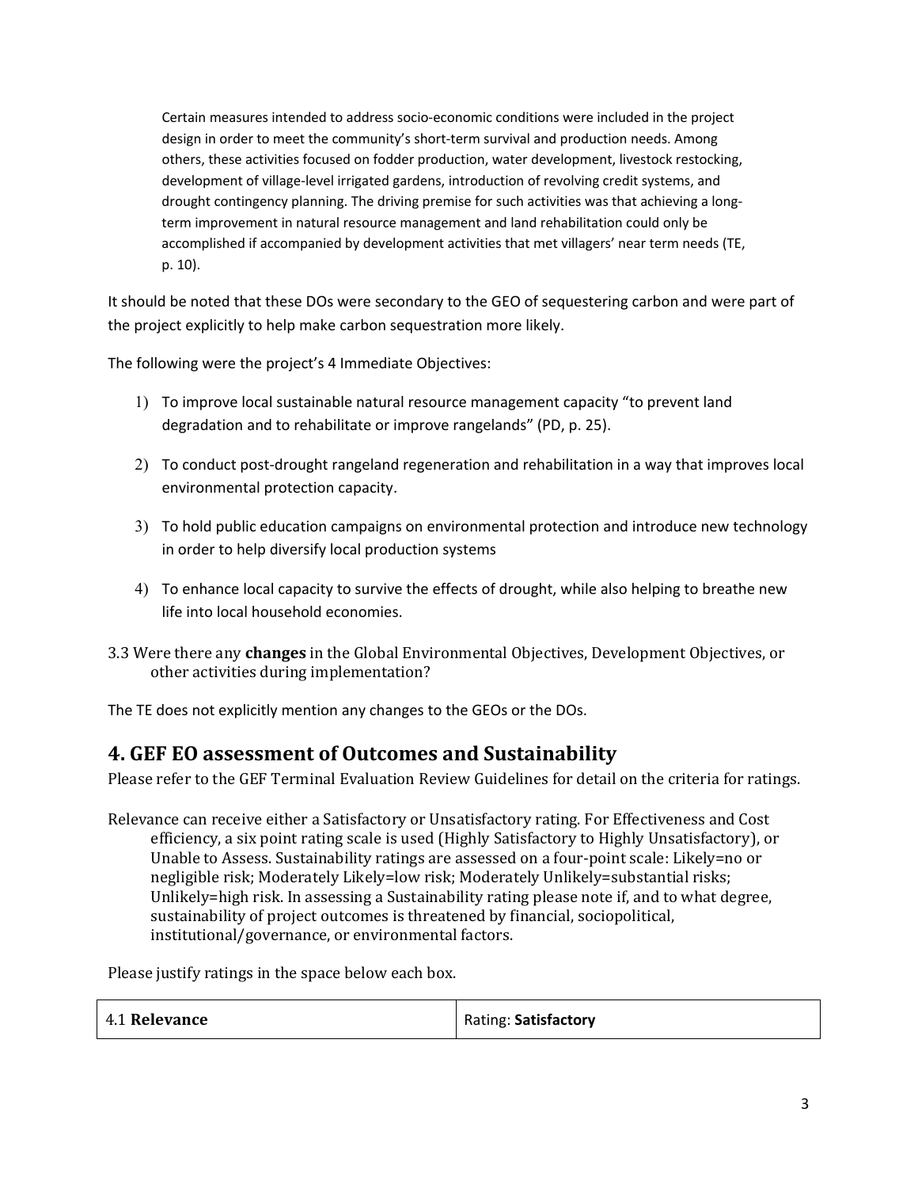> Certain measures intended to address socio-economic conditions were included in the project design in order to meet the community's short-term survival and production needs. Among others, these activities focused on fodder production, water development, livestock restocking, development of village-level irrigated gardens, introduction of revolving credit systems, and drought contingency planning. The driving premise for such activities was that achieving a long-term improvement in natural resource management and land rehabilitation could only be accomplished if accompanied by development activities that met villagers' near term needs (TE, p. 10).

It should be noted that these DOs were secondary to the GEO of sequestering carbon and were part of the project explicitly to help make carbon sequestration more likely.

The following were the project's 4 Immediate Objectives:

1) To improve local sustainable natural resource management capacity "to prevent land degradation and to rehabilitate or improve rangelands" (PD, p. 25).
2) To conduct post-drought rangeland regeneration and rehabilitation in a way that improves local environmental protection capacity.
3) To hold public education campaigns on environmental protection and introduce new technology in order to help diversify local production systems
4) To enhance local capacity to survive the effects of drought, while also helping to breathe new life into local household economies.

3.3 Were there any **changes** in the Global Environmental Objectives, Development Objectives, or other activities during implementation?

The TE does not explicitly mention any changes to the GEOs or the DOs.

## 4. GEF EO assessment of Outcomes and Sustainability

Please refer to the GEF Terminal Evaluation Review Guidelines for detail on the criteria for ratings.

Relevance can receive either a Satisfactory or Unsatisfactory rating. For Effectiveness and Cost efficiency, a six point rating scale is used (Highly Satisfactory to Highly Unsatisfactory), or Unable to Assess. Sustainability ratings are assessed on a four-point scale: Likely=no or negligible risk; Moderately Likely=low risk; Moderately Unlikely=substantial risks; Unlikely=high risk. In assessing a Sustainability rating please note if, and to what degree, sustainability of project outcomes is threatened by financial, sociopolitical, institutional/governance, or environmental factors.

Please justify ratings in the space below each box.

| 4.1 **Relevance** | Rating: **Satisfactory** |
|---|---|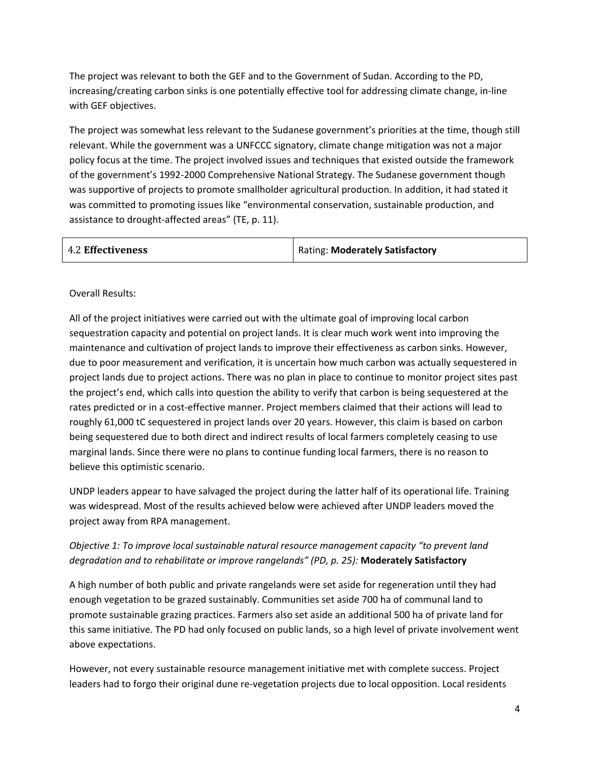The project was relevant to both the GEF and to the Government of Sudan. According to the PD, increasing/creating carbon sinks is one potentially effective tool for addressing climate change, in-line with GEF objectives.

The project was somewhat less relevant to the Sudanese government's priorities at the time, though still relevant. While the government was a UNFCCC signatory, climate change mitigation was not a major policy focus at the time. The project involved issues and techniques that existed outside the framework of the government's 1992-2000 Comprehensive National Strategy. The Sudanese government though was supportive of projects to promote smallholder agricultural production. In addition, it had stated it was committed to promoting issues like "environmental conservation, sustainable production, and assistance to drought-affected areas" (TE, p. 11).

| 4.2 **Effectiveness** | Rating: **Moderately Satisfactory** |
|---|---|

Overall Results:

All of the project initiatives were carried out with the ultimate goal of improving local carbon sequestration capacity and potential on project lands. It is clear much work went into improving the maintenance and cultivation of project lands to improve their effectiveness as carbon sinks. However, due to poor measurement and verification, it is uncertain how much carbon was actually sequestered in project lands due to project actions. There was no plan in place to continue to monitor project sites past the project's end, which calls into question the ability to verify that carbon is being sequestered at the rates predicted or in a cost-effective manner. Project members claimed that their actions will lead to roughly 61,000 tC sequestered in project lands over 20 years. However, this claim is based on carbon being sequestered due to both direct and indirect results of local farmers completely ceasing to use marginal lands. Since there were no plans to continue funding local farmers, there is no reason to believe this optimistic scenario.

UNDP leaders appear to have salvaged the project during the latter half of its operational life. Training was widespread. Most of the results achieved below were achieved after UNDP leaders moved the project away from RPA management.

*Objective 1: To improve local sustainable natural resource management capacity "to prevent land degradation and to rehabilitate or improve rangelands" (PD, p. 25):* **Moderately Satisfactory**

A high number of both public and private rangelands were set aside for regeneration until they had enough vegetation to be grazed sustainably. Communities set aside 700 ha of communal land to promote sustainable grazing practices. Farmers also set aside an additional 500 ha of private land for this same initiative. The PD had only focused on public lands, so a high level of private involvement went above expectations.

However, not every sustainable resource management initiative met with complete success. Project leaders had to forgo their original dune re-vegetation projects due to local opposition. Local residents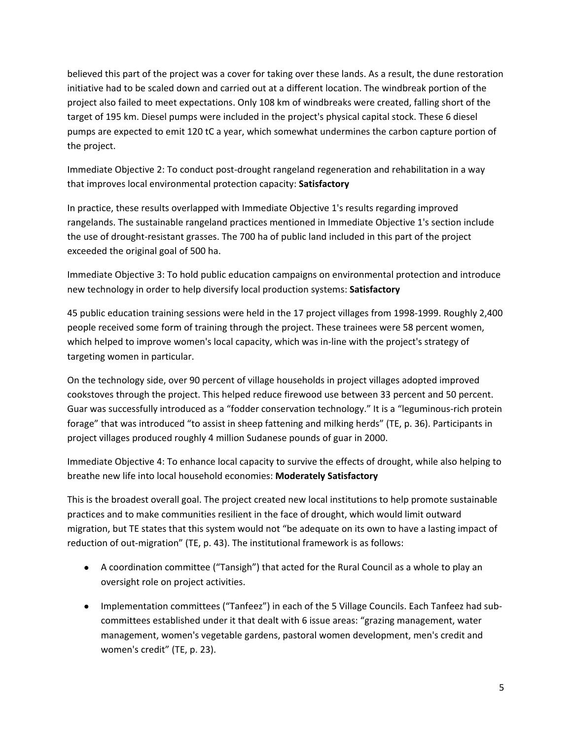believed this part of the project was a cover for taking over these lands. As a result, the dune restoration initiative had to be scaled down and carried out at a different location. The windbreak portion of the project also failed to meet expectations. Only 108 km of windbreaks were created, falling short of the target of 195 km. Diesel pumps were included in the project's physical capital stock. These 6 diesel pumps are expected to emit 120 tC a year, which somewhat undermines the carbon capture portion of the project.

Immediate Objective 2: To conduct post-drought rangeland regeneration and rehabilitation in a way that improves local environmental protection capacity: **Satisfactory**

In practice, these results overlapped with Immediate Objective 1's results regarding improved rangelands. The sustainable rangeland practices mentioned in Immediate Objective 1's section include the use of drought-resistant grasses. The 700 ha of public land included in this part of the project exceeded the original goal of 500 ha.

Immediate Objective 3: To hold public education campaigns on environmental protection and introduce new technology in order to help diversify local production systems: **Satisfactory**

45 public education training sessions were held in the 17 project villages from 1998-1999. Roughly 2,400 people received some form of training through the project. These trainees were 58 percent women, which helped to improve women's local capacity, which was in-line with the project's strategy of targeting women in particular.

On the technology side, over 90 percent of village households in project villages adopted improved cookstoves through the project. This helped reduce firewood use between 33 percent and 50 percent. Guar was successfully introduced as a "fodder conservation technology." It is a "leguminous-rich protein forage" that was introduced "to assist in sheep fattening and milking herds" (TE, p. 36). Participants in project villages produced roughly 4 million Sudanese pounds of guar in 2000.

Immediate Objective 4: To enhance local capacity to survive the effects of drought, while also helping to breathe new life into local household economies: **Moderately Satisfactory**

This is the broadest overall goal. The project created new local institutions to help promote sustainable practices and to make communities resilient in the face of drought, which would limit outward migration, but TE states that this system would not "be adequate on its own to have a lasting impact of reduction of out-migration" (TE, p. 43). The institutional framework is as follows:

- A coordination committee ("Tansigh") that acted for the Rural Council as a whole to play an oversight role on project activities.
- Implementation committees ("Tanfeez") in each of the 5 Village Councils. Each Tanfeez had sub-committees established under it that dealt with 6 issue areas: "grazing management, water management, women's vegetable gardens, pastoral women development, men's credit and women's credit" (TE, p. 23).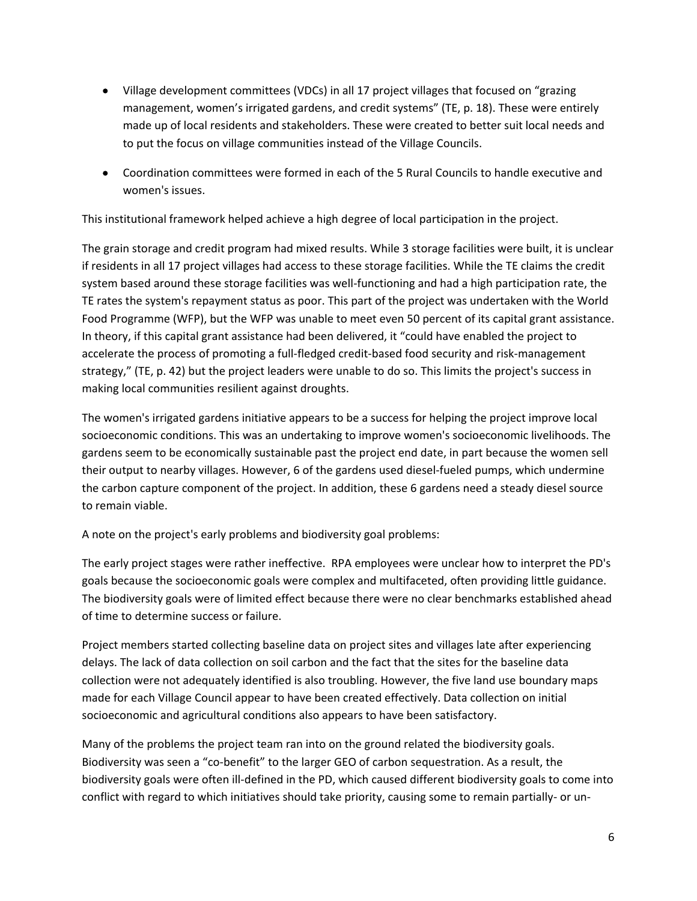- Village development committees (VDCs) in all 17 project villages that focused on "grazing management, women's irrigated gardens, and credit systems" (TE, p. 18). These were entirely made up of local residents and stakeholders. These were created to better suit local needs and to put the focus on village communities instead of the Village Councils.
- Coordination committees were formed in each of the 5 Rural Councils to handle executive and women's issues.

This institutional framework helped achieve a high degree of local participation in the project.

The grain storage and credit program had mixed results. While 3 storage facilities were built, it is unclear if residents in all 17 project villages had access to these storage facilities. While the TE claims the credit system based around these storage facilities was well-functioning and had a high participation rate, the TE rates the system's repayment status as poor. This part of the project was undertaken with the World Food Programme (WFP), but the WFP was unable to meet even 50 percent of its capital grant assistance. In theory, if this capital grant assistance had been delivered, it "could have enabled the project to accelerate the process of promoting a full-fledged credit-based food security and risk-management strategy," (TE, p. 42) but the project leaders were unable to do so. This limits the project's success in making local communities resilient against droughts.

The women's irrigated gardens initiative appears to be a success for helping the project improve local socioeconomic conditions. This was an undertaking to improve women's socioeconomic livelihoods. The gardens seem to be economically sustainable past the project end date, in part because the women sell their output to nearby villages. However, 6 of the gardens used diesel-fueled pumps, which undermine the carbon capture component of the project. In addition, these 6 gardens need a steady diesel source to remain viable.

A note on the project's early problems and biodiversity goal problems:

The early project stages were rather ineffective. RPA employees were unclear how to interpret the PD's goals because the socioeconomic goals were complex and multifaceted, often providing little guidance. The biodiversity goals were of limited effect because there were no clear benchmarks established ahead of time to determine success or failure.

Project members started collecting baseline data on project sites and villages late after experiencing delays. The lack of data collection on soil carbon and the fact that the sites for the baseline data collection were not adequately identified is also troubling. However, the five land use boundary maps made for each Village Council appear to have been created effectively. Data collection on initial socioeconomic and agricultural conditions also appears to have been satisfactory.

Many of the problems the project team ran into on the ground related the biodiversity goals. Biodiversity was seen a "co-benefit" to the larger GEO of carbon sequestration. As a result, the biodiversity goals were often ill-defined in the PD, which caused different biodiversity goals to come into conflict with regard to which initiatives should take priority, causing some to remain partially- or un-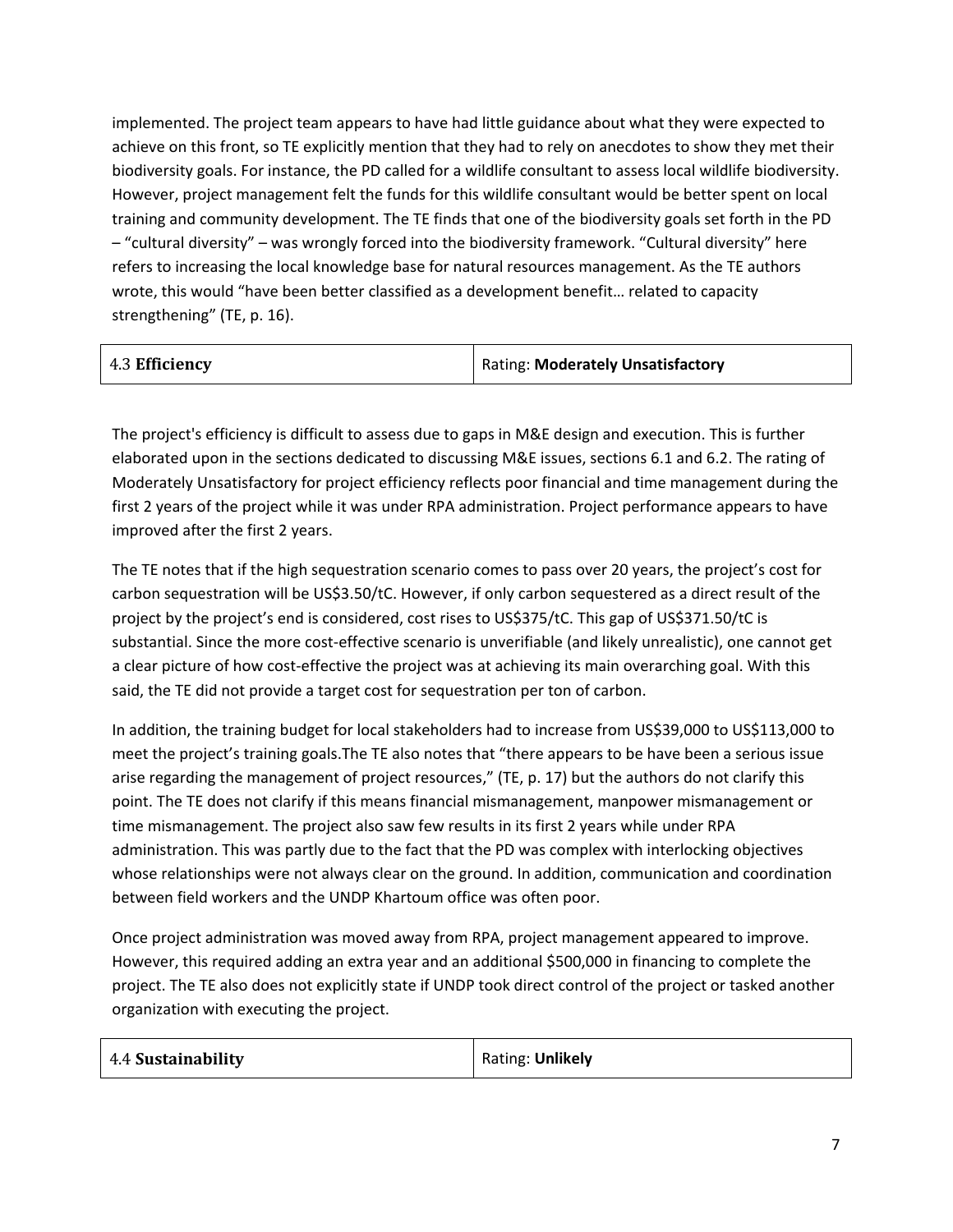implemented. The project team appears to have had little guidance about what they were expected to achieve on this front, so TE explicitly mention that they had to rely on anecdotes to show they met their biodiversity goals. For instance, the PD called for a wildlife consultant to assess local wildlife biodiversity. However, project management felt the funds for this wildlife consultant would be better spent on local training and community development. The TE finds that one of the biodiversity goals set forth in the PD – "cultural diversity" – was wrongly forced into the biodiversity framework. "Cultural diversity" here refers to increasing the local knowledge base for natural resources management. As the TE authors wrote, this would "have been better classified as a development benefit… related to capacity strengthening" (TE, p. 16).

| 4.3 **Efficiency** | Rating: **Moderately Unsatisfactory** |
|---|---|

The project's efficiency is difficult to assess due to gaps in M&E design and execution. This is further elaborated upon in the sections dedicated to discussing M&E issues, sections 6.1 and 6.2. The rating of Moderately Unsatisfactory for project efficiency reflects poor financial and time management during the first 2 years of the project while it was under RPA administration. Project performance appears to have improved after the first 2 years.

The TE notes that if the high sequestration scenario comes to pass over 20 years, the project's cost for carbon sequestration will be US$3.50/tC. However, if only carbon sequestered as a direct result of the project by the project's end is considered, cost rises to US$375/tC. This gap of US$371.50/tC is substantial. Since the more cost-effective scenario is unverifiable (and likely unrealistic), one cannot get a clear picture of how cost-effective the project was at achieving its main overarching goal. With this said, the TE did not provide a target cost for sequestration per ton of carbon.

In addition, the training budget for local stakeholders had to increase from US$39,000 to US$113,000 to meet the project's training goals.The TE also notes that "there appears to be have been a serious issue arise regarding the management of project resources," (TE, p. 17) but the authors do not clarify this point. The TE does not clarify if this means financial mismanagement, manpower mismanagement or time mismanagement. The project also saw few results in its first 2 years while under RPA administration. This was partly due to the fact that the PD was complex with interlocking objectives whose relationships were not always clear on the ground. In addition, communication and coordination between field workers and the UNDP Khartoum office was often poor.

Once project administration was moved away from RPA, project management appeared to improve. However, this required adding an extra year and an additional $500,000 in financing to complete the project. The TE also does not explicitly state if UNDP took direct control of the project or tasked another organization with executing the project.

| 4.4 **Sustainability** | Rating: **Unlikely** |
|---|---|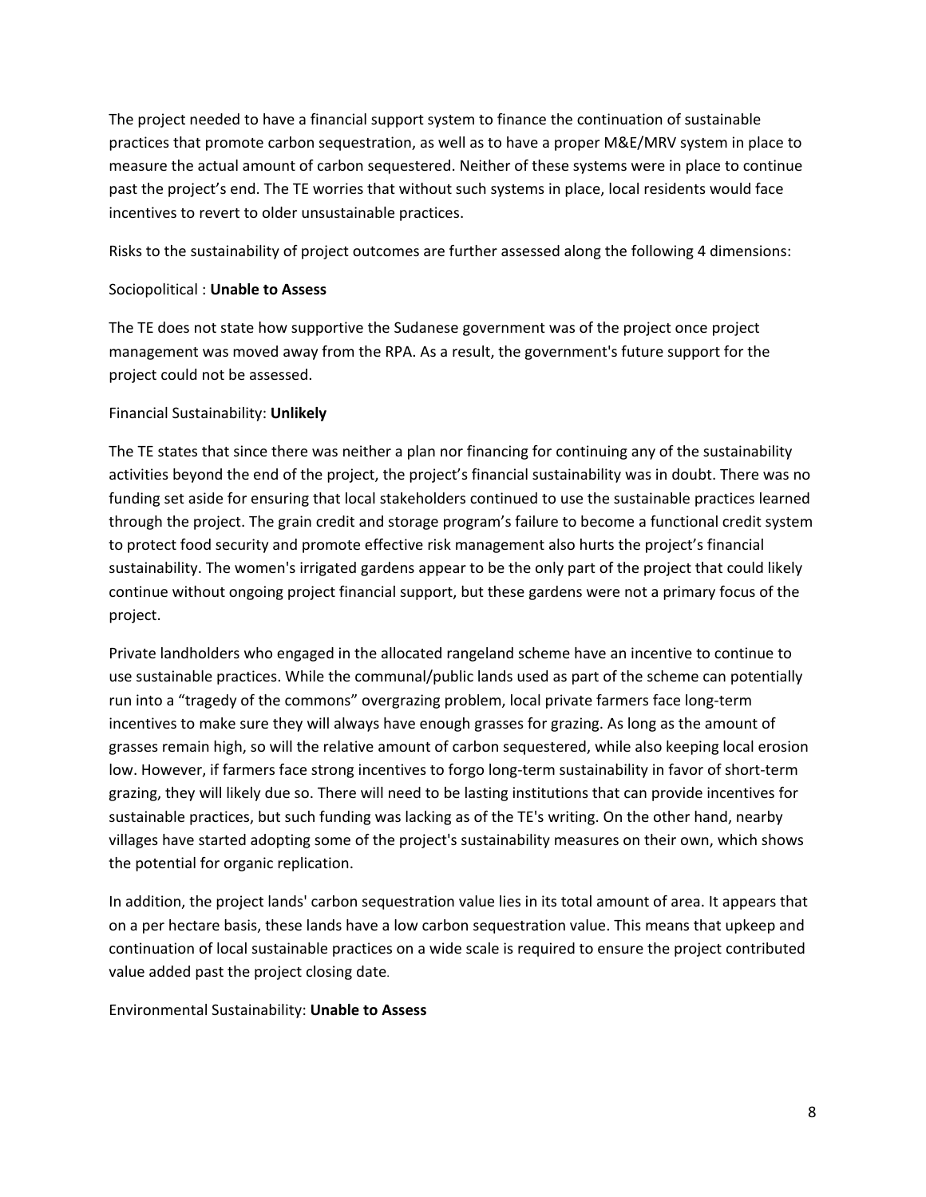The project needed to have a financial support system to finance the continuation of sustainable practices that promote carbon sequestration, as well as to have a proper M&E/MRV system in place to measure the actual amount of carbon sequestered. Neither of these systems were in place to continue past the project's end. The TE worries that without such systems in place, local residents would face incentives to revert to older unsustainable practices.

Risks to the sustainability of project outcomes are further assessed along the following 4 dimensions:

Sociopolitical : **Unable to Assess**

The TE does not state how supportive the Sudanese government was of the project once project management was moved away from the RPA. As a result, the government's future support for the project could not be assessed.

Financial Sustainability: **Unlikely**

The TE states that since there was neither a plan nor financing for continuing any of the sustainability activities beyond the end of the project, the project's financial sustainability was in doubt. There was no funding set aside for ensuring that local stakeholders continued to use the sustainable practices learned through the project. The grain credit and storage program's failure to become a functional credit system to protect food security and promote effective risk management also hurts the project's financial sustainability. The women's irrigated gardens appear to be the only part of the project that could likely continue without ongoing project financial support, but these gardens were not a primary focus of the project.

Private landholders who engaged in the allocated rangeland scheme have an incentive to continue to use sustainable practices. While the communal/public lands used as part of the scheme can potentially run into a "tragedy of the commons" overgrazing problem, local private farmers face long-term incentives to make sure they will always have enough grasses for grazing. As long as the amount of grasses remain high, so will the relative amount of carbon sequestered, while also keeping local erosion low. However, if farmers face strong incentives to forgo long-term sustainability in favor of short-term grazing, they will likely due so. There will need to be lasting institutions that can provide incentives for sustainable practices, but such funding was lacking as of the TE's writing. On the other hand, nearby villages have started adopting some of the project's sustainability measures on their own, which shows the potential for organic replication.

In addition, the project lands' carbon sequestration value lies in its total amount of area. It appears that on a per hectare basis, these lands have a low carbon sequestration value. This means that upkeep and continuation of local sustainable practices on a wide scale is required to ensure the project contributed value added past the project closing date.

Environmental Sustainability: **Unable to Assess**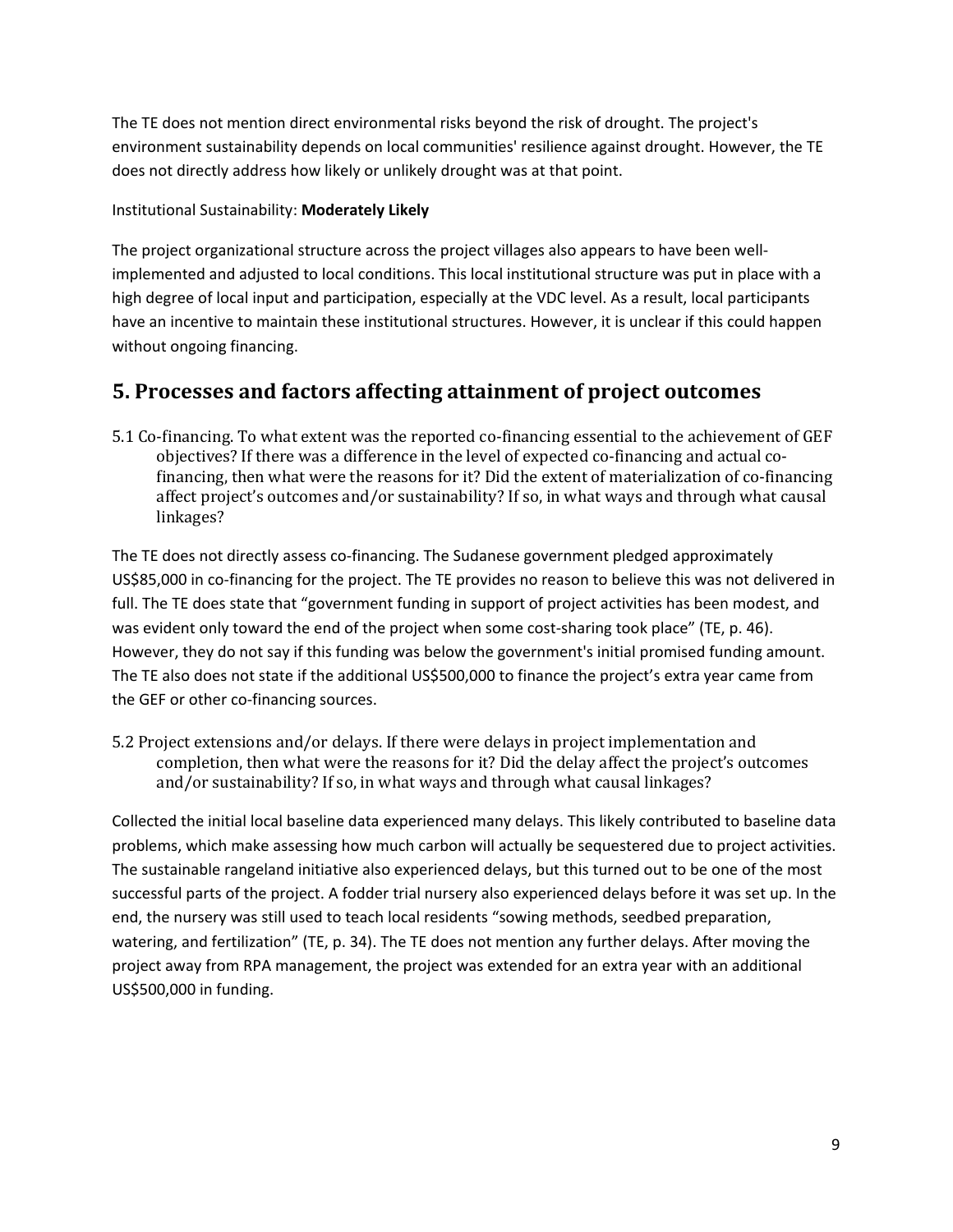The TE does not mention direct environmental risks beyond the risk of drought. The project's environment sustainability depends on local communities' resilience against drought. However, the TE does not directly address how likely or unlikely drought was at that point.

Institutional Sustainability: **Moderately Likely**

The project organizational structure across the project villages also appears to have been well-implemented and adjusted to local conditions. This local institutional structure was put in place with a high degree of local input and participation, especially at the VDC level. As a result, local participants have an incentive to maintain these institutional structures. However, it is unclear if this could happen without ongoing financing.

## 5. Processes and factors affecting attainment of project outcomes

5.1 Co-financing. To what extent was the reported co-financing essential to the achievement of GEF objectives? If there was a difference in the level of expected co-financing and actual co-financing, then what were the reasons for it? Did the extent of materialization of co-financing affect project's outcomes and/or sustainability? If so, in what ways and through what causal linkages?

The TE does not directly assess co-financing. The Sudanese government pledged approximately US$85,000 in co-financing for the project. The TE provides no reason to believe this was not delivered in full. The TE does state that "government funding in support of project activities has been modest, and was evident only toward the end of the project when some cost-sharing took place" (TE, p. 46). However, they do not say if this funding was below the government's initial promised funding amount. The TE also does not state if the additional US$500,000 to finance the project's extra year came from the GEF or other co-financing sources.

5.2 Project extensions and/or delays. If there were delays in project implementation and completion, then what were the reasons for it? Did the delay affect the project's outcomes and/or sustainability? If so, in what ways and through what causal linkages?

Collected the initial local baseline data experienced many delays. This likely contributed to baseline data problems, which make assessing how much carbon will actually be sequestered due to project activities. The sustainable rangeland initiative also experienced delays, but this turned out to be one of the most successful parts of the project. A fodder trial nursery also experienced delays before it was set up. In the end, the nursery was still used to teach local residents "sowing methods, seedbed preparation, watering, and fertilization" (TE, p. 34). The TE does not mention any further delays. After moving the project away from RPA management, the project was extended for an extra year with an additional US$500,000 in funding.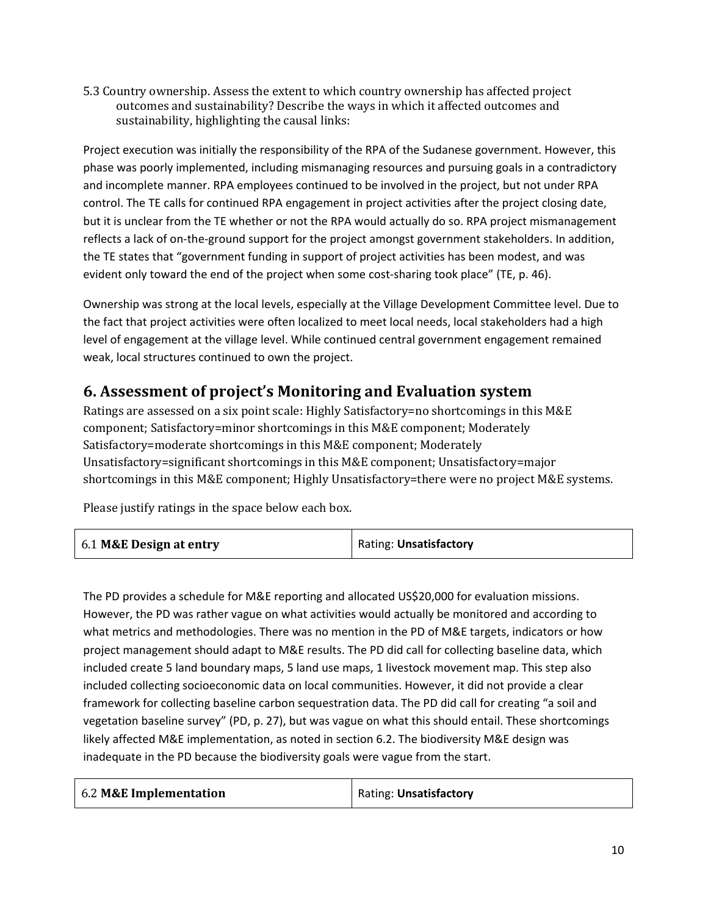5.3 Country ownership. Assess the extent to which country ownership has affected project outcomes and sustainability? Describe the ways in which it affected outcomes and sustainability, highlighting the causal links:

Project execution was initially the responsibility of the RPA of the Sudanese government. However, this phase was poorly implemented, including mismanaging resources and pursuing goals in a contradictory and incomplete manner. RPA employees continued to be involved in the project, but not under RPA control. The TE calls for continued RPA engagement in project activities after the project closing date, but it is unclear from the TE whether or not the RPA would actually do so. RPA project mismanagement reflects a lack of on-the-ground support for the project amongst government stakeholders. In addition, the TE states that "government funding in support of project activities has been modest, and was evident only toward the end of the project when some cost-sharing took place" (TE, p. 46).

Ownership was strong at the local levels, especially at the Village Development Committee level. Due to the fact that project activities were often localized to meet local needs, local stakeholders had a high level of engagement at the village level. While continued central government engagement remained weak, local structures continued to own the project.

## 6. Assessment of project's Monitoring and Evaluation system

Ratings are assessed on a six point scale: Highly Satisfactory=no shortcomings in this M&E component; Satisfactory=minor shortcomings in this M&E component; Moderately Satisfactory=moderate shortcomings in this M&E component; Moderately Unsatisfactory=significant shortcomings in this M&E component; Unsatisfactory=major shortcomings in this M&E component; Highly Unsatisfactory=there were no project M&E systems.

Please justify ratings in the space below each box.

| 6.1 **M&E Design at entry** | Rating: **Unsatisfactory** |
|---|---|

The PD provides a schedule for M&E reporting and allocated US$20,000 for evaluation missions. However, the PD was rather vague on what activities would actually be monitored and according to what metrics and methodologies. There was no mention in the PD of M&E targets, indicators or how project management should adapt to M&E results. The PD did call for collecting baseline data, which included create 5 land boundary maps, 5 land use maps, 1 livestock movement map. This step also included collecting socioeconomic data on local communities. However, it did not provide a clear framework for collecting baseline carbon sequestration data. The PD did call for creating "a soil and vegetation baseline survey" (PD, p. 27), but was vague on what this should entail. These shortcomings likely affected M&E implementation, as noted in section 6.2. The biodiversity M&E design was inadequate in the PD because the biodiversity goals were vague from the start.

| 6.2 **M&E Implementation** | Rating: **Unsatisfactory** |
|---|---|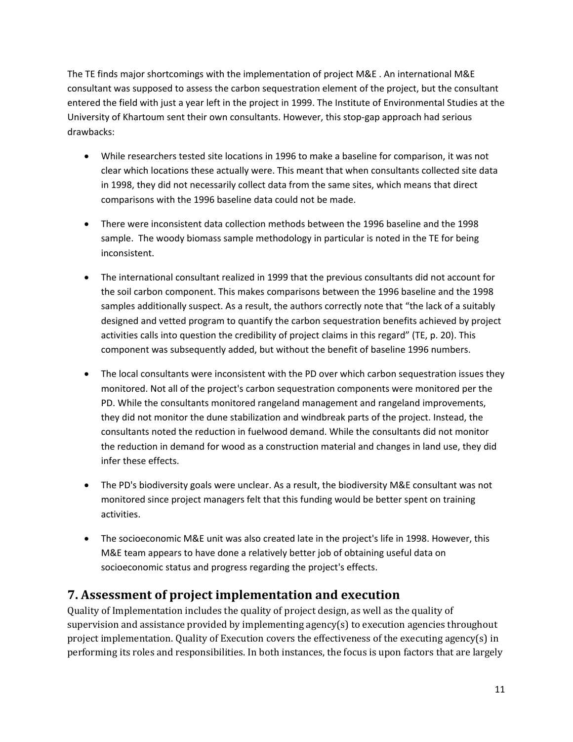The TE finds major shortcomings with the implementation of project M&E . An international M&E consultant was supposed to assess the carbon sequestration element of the project, but the consultant entered the field with just a year left in the project in 1999. The Institute of Environmental Studies at the University of Khartoum sent their own consultants. However, this stop-gap approach had serious drawbacks:

- While researchers tested site locations in 1996 to make a baseline for comparison, it was not clear which locations these actually were. This meant that when consultants collected site data in 1998, they did not necessarily collect data from the same sites, which means that direct comparisons with the 1996 baseline data could not be made.

- There were inconsistent data collection methods between the 1996 baseline and the 1998 sample. The woody biomass sample methodology in particular is noted in the TE for being inconsistent.

- The international consultant realized in 1999 that the previous consultants did not account for the soil carbon component. This makes comparisons between the 1996 baseline and the 1998 samples additionally suspect. As a result, the authors correctly note that "the lack of a suitably designed and vetted program to quantify the carbon sequestration benefits achieved by project activities calls into question the credibility of project claims in this regard" (TE, p. 20). This component was subsequently added, but without the benefit of baseline 1996 numbers.

- The local consultants were inconsistent with the PD over which carbon sequestration issues they monitored. Not all of the project's carbon sequestration components were monitored per the PD. While the consultants monitored rangeland management and rangeland improvements, they did not monitor the dune stabilization and windbreak parts of the project. Instead, the consultants noted the reduction in fuelwood demand. While the consultants did not monitor the reduction in demand for wood as a construction material and changes in land use, they did infer these effects.

- The PD's biodiversity goals were unclear. As a result, the biodiversity M&E consultant was not monitored since project managers felt that this funding would be better spent on training activities.

- The socioeconomic M&E unit was also created late in the project's life in 1998. However, this M&E team appears to have done a relatively better job of obtaining useful data on socioeconomic status and progress regarding the project's effects.

## 7. Assessment of project implementation and execution

Quality of Implementation includes the quality of project design, as well as the quality of supervision and assistance provided by implementing agency(s) to execution agencies throughout project implementation. Quality of Execution covers the effectiveness of the executing agency(s) in performing its roles and responsibilities. In both instances, the focus is upon factors that are largely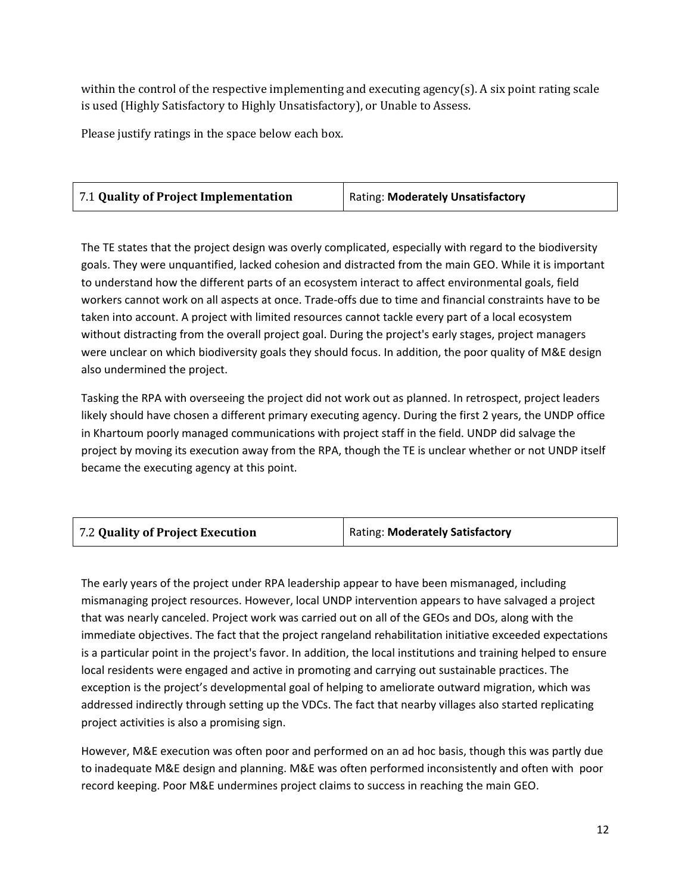within the control of the respective implementing and executing agency(s). A six point rating scale is used (Highly Satisfactory to Highly Unsatisfactory), or Unable to Assess.

Please justify ratings in the space below each box.

| 7.1 **Quality of Project Implementation** | Rating: **Moderately Unsatisfactory** |
|---|---|

The TE states that the project design was overly complicated, especially with regard to the biodiversity goals. They were unquantified, lacked cohesion and distracted from the main GEO. While it is important to understand how the different parts of an ecosystem interact to affect environmental goals, field workers cannot work on all aspects at once. Trade-offs due to time and financial constraints have to be taken into account. A project with limited resources cannot tackle every part of a local ecosystem without distracting from the overall project goal. During the project's early stages, project managers were unclear on which biodiversity goals they should focus. In addition, the poor quality of M&E design also undermined the project.

Tasking the RPA with overseeing the project did not work out as planned. In retrospect, project leaders likely should have chosen a different primary executing agency. During the first 2 years, the UNDP office in Khartoum poorly managed communications with project staff in the field. UNDP did salvage the project by moving its execution away from the RPA, though the TE is unclear whether or not UNDP itself became the executing agency at this point.

| 7.2 **Quality of Project Execution** | Rating: **Moderately Satisfactory** |
|---|---|

The early years of the project under RPA leadership appear to have been mismanaged, including mismanaging project resources. However, local UNDP intervention appears to have salvaged a project that was nearly canceled. Project work was carried out on all of the GEOs and DOs, along with the immediate objectives. The fact that the project rangeland rehabilitation initiative exceeded expectations is a particular point in the project's favor. In addition, the local institutions and training helped to ensure local residents were engaged and active in promoting and carrying out sustainable practices. The exception is the project's developmental goal of helping to ameliorate outward migration, which was addressed indirectly through setting up the VDCs. The fact that nearby villages also started replicating project activities is also a promising sign.

However, M&E execution was often poor and performed on an ad hoc basis, though this was partly due to inadequate M&E design and planning. M&E was often performed inconsistently and often with poor record keeping. Poor M&E undermines project claims to success in reaching the main GEO.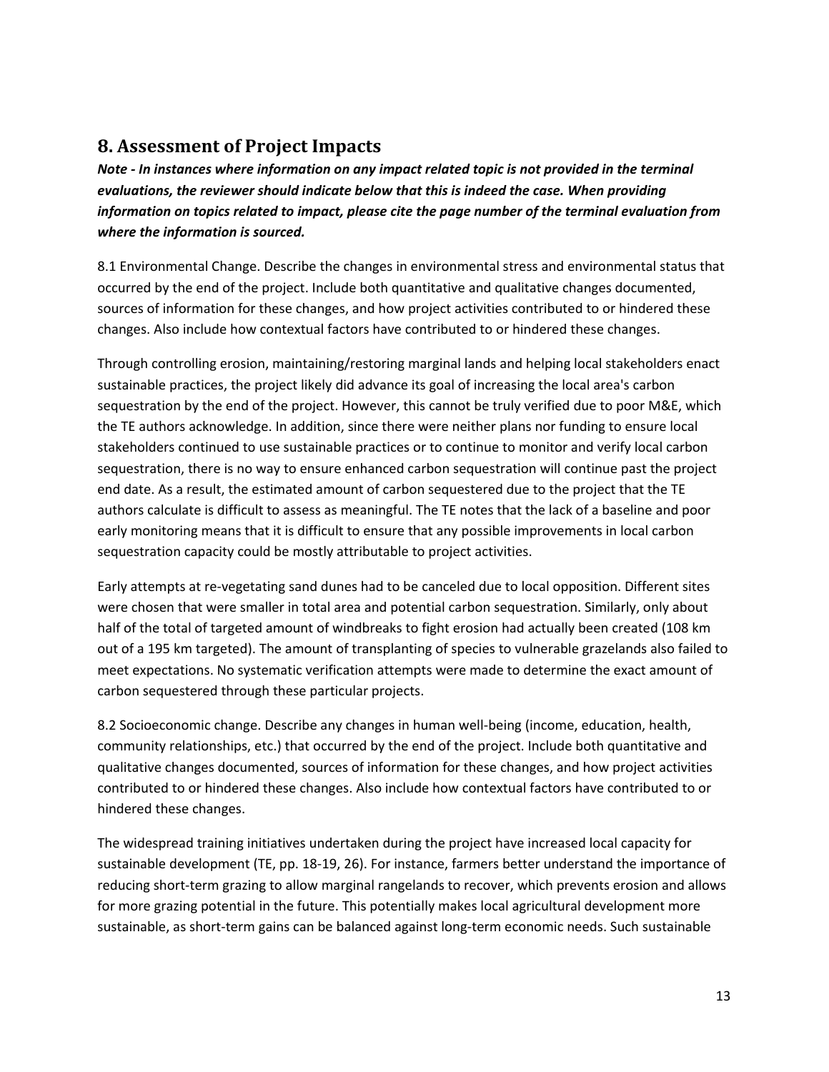## 8. Assessment of Project Impacts

***Note - In instances where information on any impact related topic is not provided in the terminal evaluations, the reviewer should indicate below that this is indeed the case. When providing information on topics related to impact, please cite the page number of the terminal evaluation from where the information is sourced.***

8.1 Environmental Change. Describe the changes in environmental stress and environmental status that occurred by the end of the project. Include both quantitative and qualitative changes documented, sources of information for these changes, and how project activities contributed to or hindered these changes. Also include how contextual factors have contributed to or hindered these changes.

Through controlling erosion, maintaining/restoring marginal lands and helping local stakeholders enact sustainable practices, the project likely did advance its goal of increasing the local area's carbon sequestration by the end of the project. However, this cannot be truly verified due to poor M&E, which the TE authors acknowledge. In addition, since there were neither plans nor funding to ensure local stakeholders continued to use sustainable practices or to continue to monitor and verify local carbon sequestration, there is no way to ensure enhanced carbon sequestration will continue past the project end date. As a result, the estimated amount of carbon sequestered due to the project that the TE authors calculate is difficult to assess as meaningful. The TE notes that the lack of a baseline and poor early monitoring means that it is difficult to ensure that any possible improvements in local carbon sequestration capacity could be mostly attributable to project activities.

Early attempts at re-vegetating sand dunes had to be canceled due to local opposition. Different sites were chosen that were smaller in total area and potential carbon sequestration. Similarly, only about half of the total of targeted amount of windbreaks to fight erosion had actually been created (108 km out of a 195 km targeted). The amount of transplanting of species to vulnerable grazelands also failed to meet expectations. No systematic verification attempts were made to determine the exact amount of carbon sequestered through these particular projects.

8.2 Socioeconomic change. Describe any changes in human well-being (income, education, health, community relationships, etc.) that occurred by the end of the project. Include both quantitative and qualitative changes documented, sources of information for these changes, and how project activities contributed to or hindered these changes. Also include how contextual factors have contributed to or hindered these changes.

The widespread training initiatives undertaken during the project have increased local capacity for sustainable development (TE, pp. 18-19, 26). For instance, farmers better understand the importance of reducing short-term grazing to allow marginal rangelands to recover, which prevents erosion and allows for more grazing potential in the future. This potentially makes local agricultural development more sustainable, as short-term gains can be balanced against long-term economic needs. Such sustainable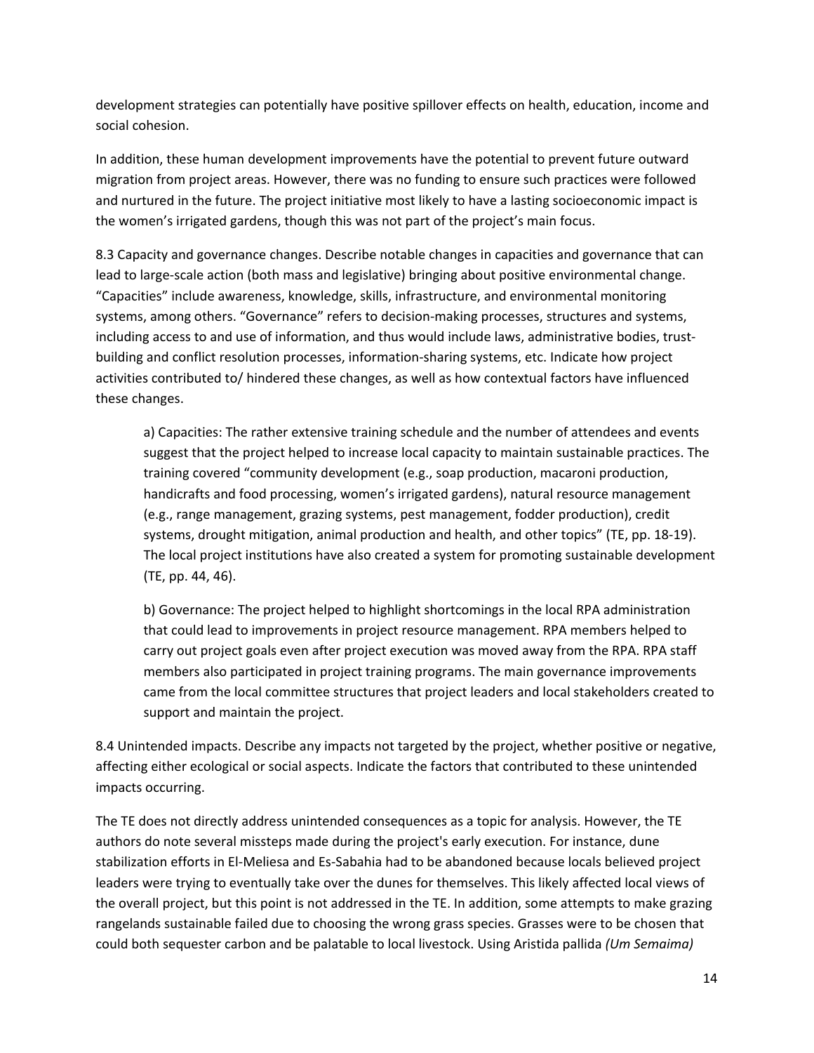development strategies can potentially have positive spillover effects on health, education, income and social cohesion.

In addition, these human development improvements have the potential to prevent future outward migration from project areas. However, there was no funding to ensure such practices were followed and nurtured in the future. The project initiative most likely to have a lasting socioeconomic impact is the women's irrigated gardens, though this was not part of the project's main focus.

8.3 Capacity and governance changes. Describe notable changes in capacities and governance that can lead to large-scale action (both mass and legislative) bringing about positive environmental change. "Capacities" include awareness, knowledge, skills, infrastructure, and environmental monitoring systems, among others. "Governance" refers to decision-making processes, structures and systems, including access to and use of information, and thus would include laws, administrative bodies, trust-building and conflict resolution processes, information-sharing systems, etc. Indicate how project activities contributed to/ hindered these changes, as well as how contextual factors have influenced these changes.

> a) Capacities: The rather extensive training schedule and the number of attendees and events suggest that the project helped to increase local capacity to maintain sustainable practices. The training covered "community development (e.g., soap production, macaroni production, handicrafts and food processing, women's irrigated gardens), natural resource management (e.g., range management, grazing systems, pest management, fodder production), credit systems, drought mitigation, animal production and health, and other topics" (TE, pp. 18-19). The local project institutions have also created a system for promoting sustainable development (TE, pp. 44, 46).
>
> b) Governance: The project helped to highlight shortcomings in the local RPA administration that could lead to improvements in project resource management. RPA members helped to carry out project goals even after project execution was moved away from the RPA. RPA staff members also participated in project training programs. The main governance improvements came from the local committee structures that project leaders and local stakeholders created to support and maintain the project.

8.4 Unintended impacts. Describe any impacts not targeted by the project, whether positive or negative, affecting either ecological or social aspects. Indicate the factors that contributed to these unintended impacts occurring.

The TE does not directly address unintended consequences as a topic for analysis. However, the TE authors do note several missteps made during the project's early execution. For instance, dune stabilization efforts in El-Meliesa and Es-Sabahia had to be abandoned because locals believed project leaders were trying to eventually take over the dunes for themselves. This likely affected local views of the overall project, but this point is not addressed in the TE. In addition, some attempts to make grazing rangelands sustainable failed due to choosing the wrong grass species. Grasses were to be chosen that could both sequester carbon and be palatable to local livestock. Using Aristida pallida *(Um Semaima)*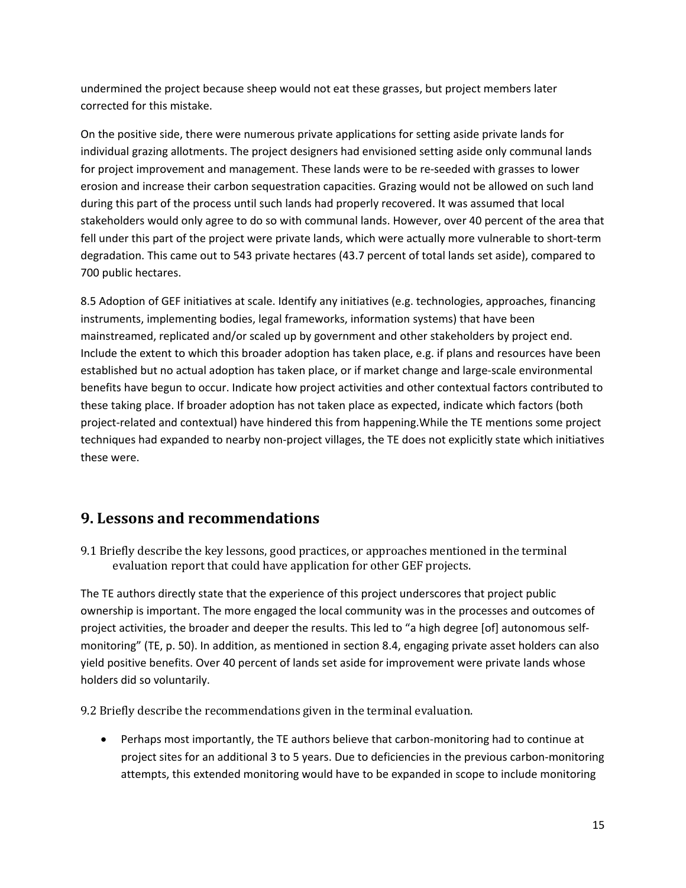undermined the project because sheep would not eat these grasses, but project members later corrected for this mistake.

On the positive side, there were numerous private applications for setting aside private lands for individual grazing allotments. The project designers had envisioned setting aside only communal lands for project improvement and management. These lands were to be re-seeded with grasses to lower erosion and increase their carbon sequestration capacities. Grazing would not be allowed on such land during this part of the process until such lands had properly recovered. It was assumed that local stakeholders would only agree to do so with communal lands. However, over 40 percent of the area that fell under this part of the project were private lands, which were actually more vulnerable to short-term degradation. This came out to 543 private hectares (43.7 percent of total lands set aside), compared to 700 public hectares.

8.5 Adoption of GEF initiatives at scale. Identify any initiatives (e.g. technologies, approaches, financing instruments, implementing bodies, legal frameworks, information systems) that have been mainstreamed, replicated and/or scaled up by government and other stakeholders by project end. Include the extent to which this broader adoption has taken place, e.g. if plans and resources have been established but no actual adoption has taken place, or if market change and large-scale environmental benefits have begun to occur. Indicate how project activities and other contextual factors contributed to these taking place. If broader adoption has not taken place as expected, indicate which factors (both project-related and contextual) have hindered this from happening.While the TE mentions some project techniques had expanded to nearby non-project villages, the TE does not explicitly state which initiatives these were.

## 9. Lessons and recommendations

9.1 Briefly describe the key lessons, good practices, or approaches mentioned in the terminal evaluation report that could have application for other GEF projects.

The TE authors directly state that the experience of this project underscores that project public ownership is important. The more engaged the local community was in the processes and outcomes of project activities, the broader and deeper the results. This led to "a high degree [of] autonomous self-monitoring" (TE, p. 50). In addition, as mentioned in section 8.4, engaging private asset holders can also yield positive benefits. Over 40 percent of lands set aside for improvement were private lands whose holders did so voluntarily.

9.2 Briefly describe the recommendations given in the terminal evaluation.

- Perhaps most importantly, the TE authors believe that carbon-monitoring had to continue at project sites for an additional 3 to 5 years. Due to deficiencies in the previous carbon-monitoring attempts, this extended monitoring would have to be expanded in scope to include monitoring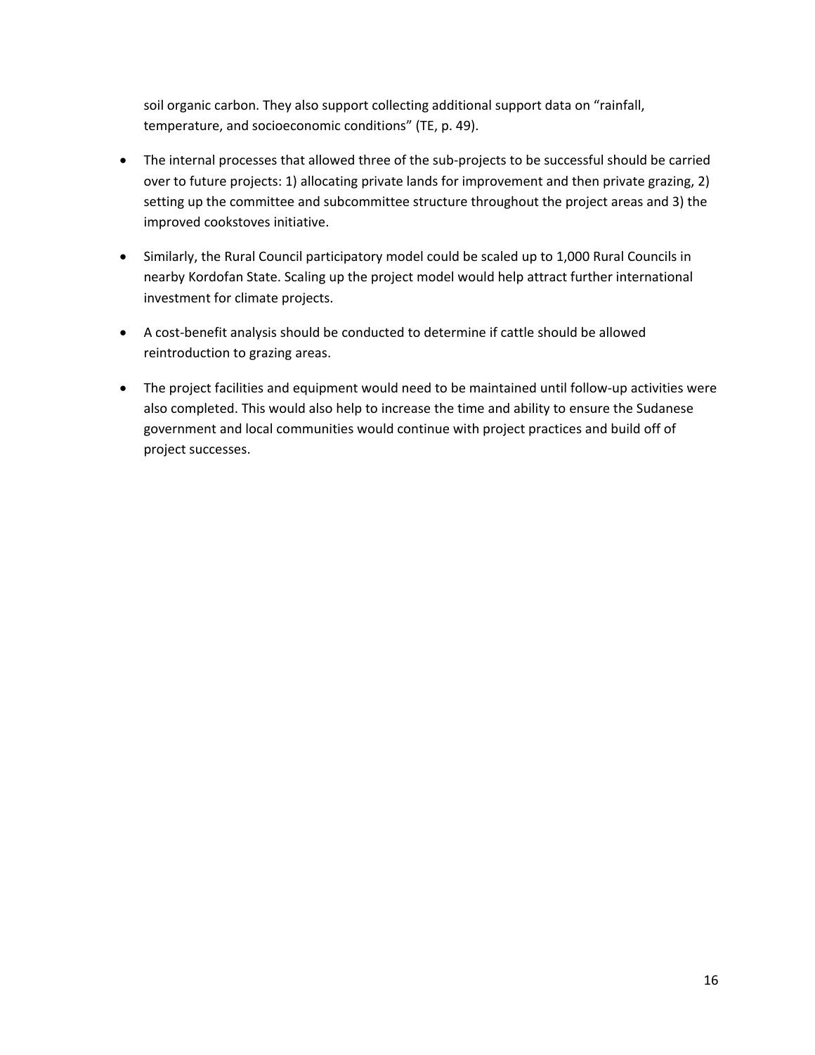soil organic carbon. They also support collecting additional support data on "rainfall, temperature, and socioeconomic conditions" (TE, p. 49).

- The internal processes that allowed three of the sub-projects to be successful should be carried over to future projects: 1) allocating private lands for improvement and then private grazing, 2) setting up the committee and subcommittee structure throughout the project areas and 3) the improved cookstoves initiative.
- Similarly, the Rural Council participatory model could be scaled up to 1,000 Rural Councils in nearby Kordofan State. Scaling up the project model would help attract further international investment for climate projects.
- A cost-benefit analysis should be conducted to determine if cattle should be allowed reintroduction to grazing areas.
- The project facilities and equipment would need to be maintained until follow-up activities were also completed. This would also help to increase the time and ability to ensure the Sudanese government and local communities would continue with project practices and build off of project successes.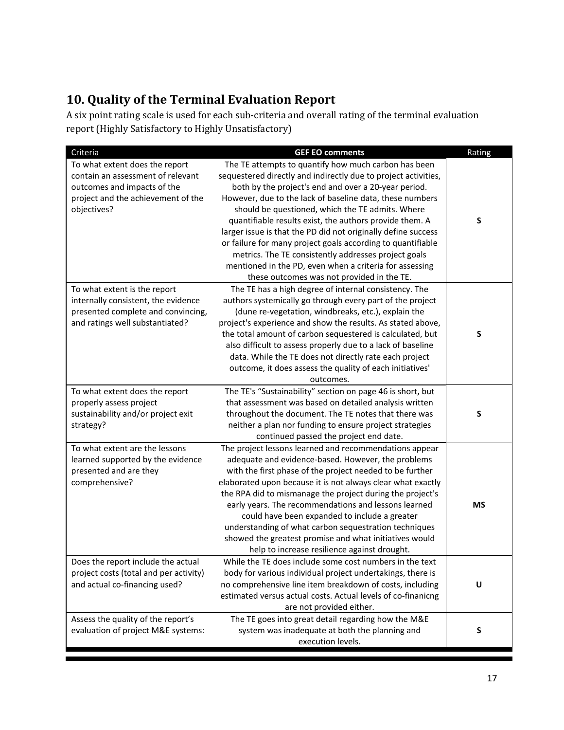## 10. Quality of the Terminal Evaluation Report

A six point rating scale is used for each sub-criteria and overall rating of the terminal evaluation report (Highly Satisfactory to Highly Unsatisfactory)

| Criteria | GEF EO comments | Rating |
| --- | --- | --- |
| To what extent does the report contain an assessment of relevant outcomes and impacts of the project and the achievement of the objectives? | The TE attempts to quantify how much carbon has been sequestered directly and indirectly due to project activities, both by the project's end and over a 20-year period. However, due to the lack of baseline data, these numbers should be questioned, which the TE admits. Where quantifiable results exist, the authors provide them. A larger issue is that the PD did not originally define success or failure for many project goals according to quantifiable metrics. The TE consistently addresses project goals mentioned in the PD, even when a criteria for assessing these outcomes was not provided in the TE. | **S** |
| To what extent is the report internally consistent, the evidence presented complete and convincing, and ratings well substantiated? | The TE has a high degree of internal consistency. The authors systemically go through every part of the project (dune re-vegetation, windbreaks, etc.), explain the project's experience and show the results. As stated above, the total amount of carbon sequestered is calculated, but also difficult to assess properly due to a lack of baseline data. While the TE does not directly rate each project outcome, it does assess the quality of each initiatives' outcomes. | **S** |
| To what extent does the report properly assess project sustainability and/or project exit strategy? | The TE's "Sustainability" section on page 46 is short, but that assessment was based on detailed analysis written throughout the document. The TE notes that there was neither a plan nor funding to ensure project strategies continued passed the project end date. | **S** |
| To what extent are the lessons learned supported by the evidence presented and are they comprehensive? | The project lessons learned and recommendations appear adequate and evidence-based. However, the problems with the first phase of the project needed to be further elaborated upon because it is not always clear what exactly the RPA did to mismanage the project during the project's early years. The recommendations and lessons learned could have been expanded to include a greater understanding of what carbon sequestration techniques showed the greatest promise and what initiatives would help to increase resilience against drought. | **MS** |
| Does the report include the actual project costs (total and per activity) and actual co-financing used? | While the TE does include some cost numbers in the text body for various individual project undertakings, there is no comprehensive line item breakdown of costs, including estimated versus actual costs. Actual levels of co-finanicng are not provided either. | **U** |
| Assess the quality of the report's evaluation of project M&E systems: | The TE goes into great detail regarding how the M&E system was inadequate at both the planning and execution levels. | **S** |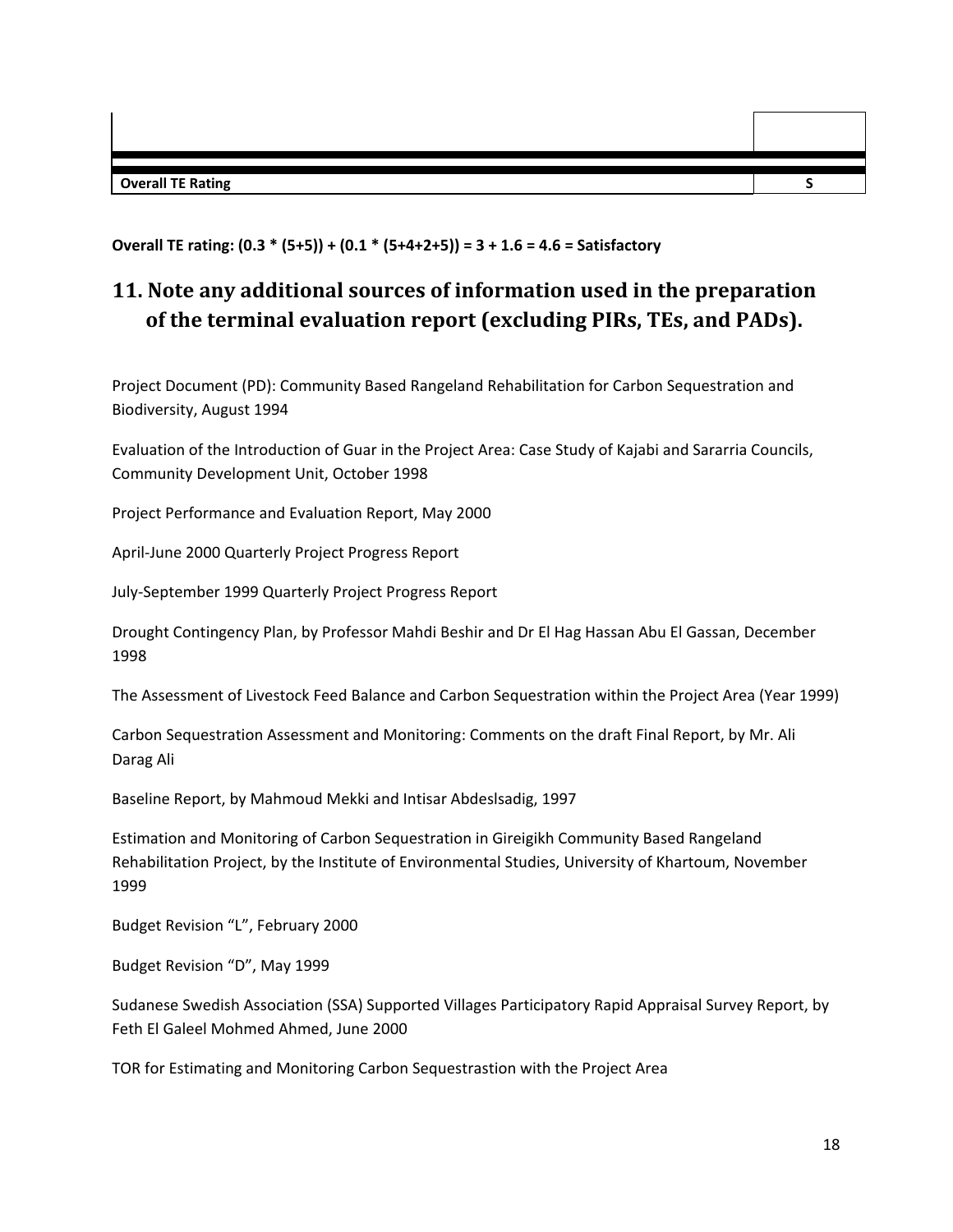| | |
|---|---|
| | |
| **Overall TE Rating** | **S** |

**Overall TE rating: (0.3 * (5+5)) + (0.1 * (5+4+2+5)) = 3 + 1.6 = 4.6 = Satisfactory**

## 11. Note any additional sources of information used in the preparation of the terminal evaluation report (excluding PIRs, TEs, and PADs).

Project Document (PD): Community Based Rangeland Rehabilitation for Carbon Sequestration and Biodiversity, August 1994

Evaluation of the Introduction of Guar in the Project Area: Case Study of Kajabi and Sararria Councils, Community Development Unit, October 1998

Project Performance and Evaluation Report, May 2000

April-June 2000 Quarterly Project Progress Report

July-September 1999 Quarterly Project Progress Report

Drought Contingency Plan, by Professor Mahdi Beshir and Dr El Hag Hassan Abu El Gassan, December 1998

The Assessment of Livestock Feed Balance and Carbon Sequestration within the Project Area (Year 1999)

Carbon Sequestration Assessment and Monitoring: Comments on the draft Final Report, by Mr. Ali Darag Ali

Baseline Report, by Mahmoud Mekki and Intisar Abdeslsadig, 1997

Estimation and Monitoring of Carbon Sequestration in Gireigikh Community Based Rangeland Rehabilitation Project, by the Institute of Environmental Studies, University of Khartoum, November 1999

Budget Revision "L", February 2000

Budget Revision "D", May 1999

Sudanese Swedish Association (SSA) Supported Villages Participatory Rapid Appraisal Survey Report, by Feth El Galeel Mohmed Ahmed, June 2000

TOR for Estimating and Monitoring Carbon Sequestrastion with the Project Area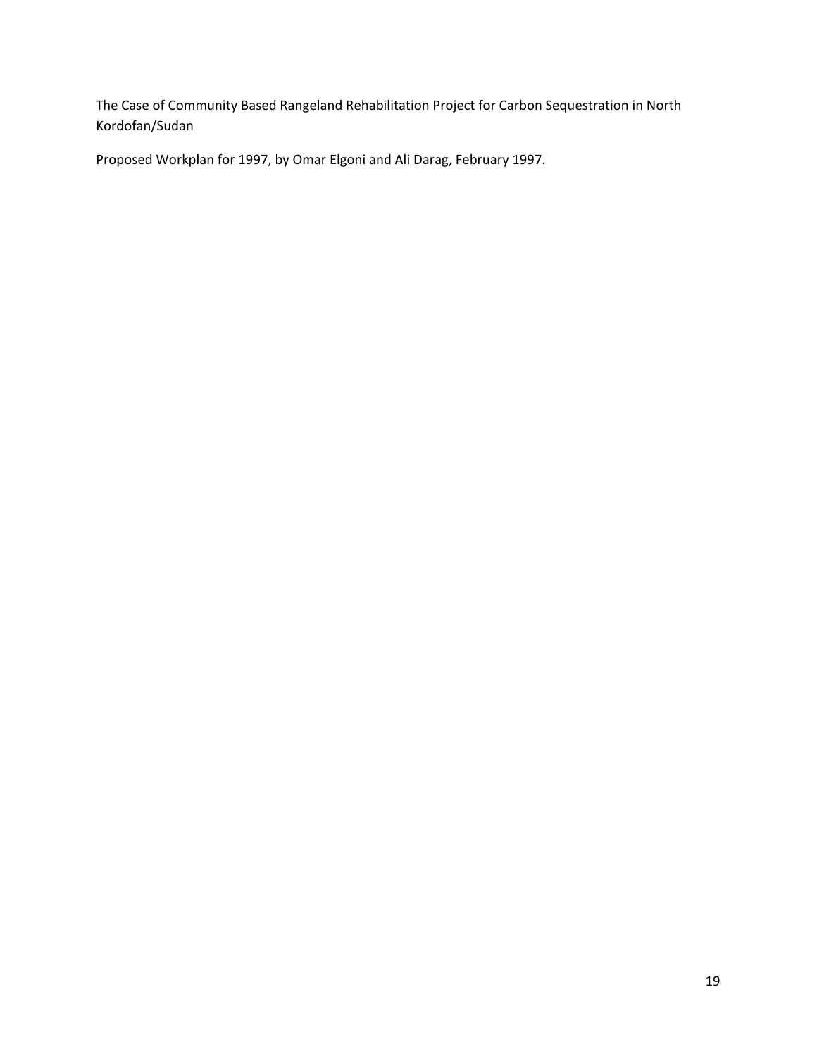The Case of Community Based Rangeland Rehabilitation Project for Carbon Sequestration in North Kordofan/Sudan

Proposed Workplan for 1997, by Omar Elgoni and Ali Darag, February 1997.